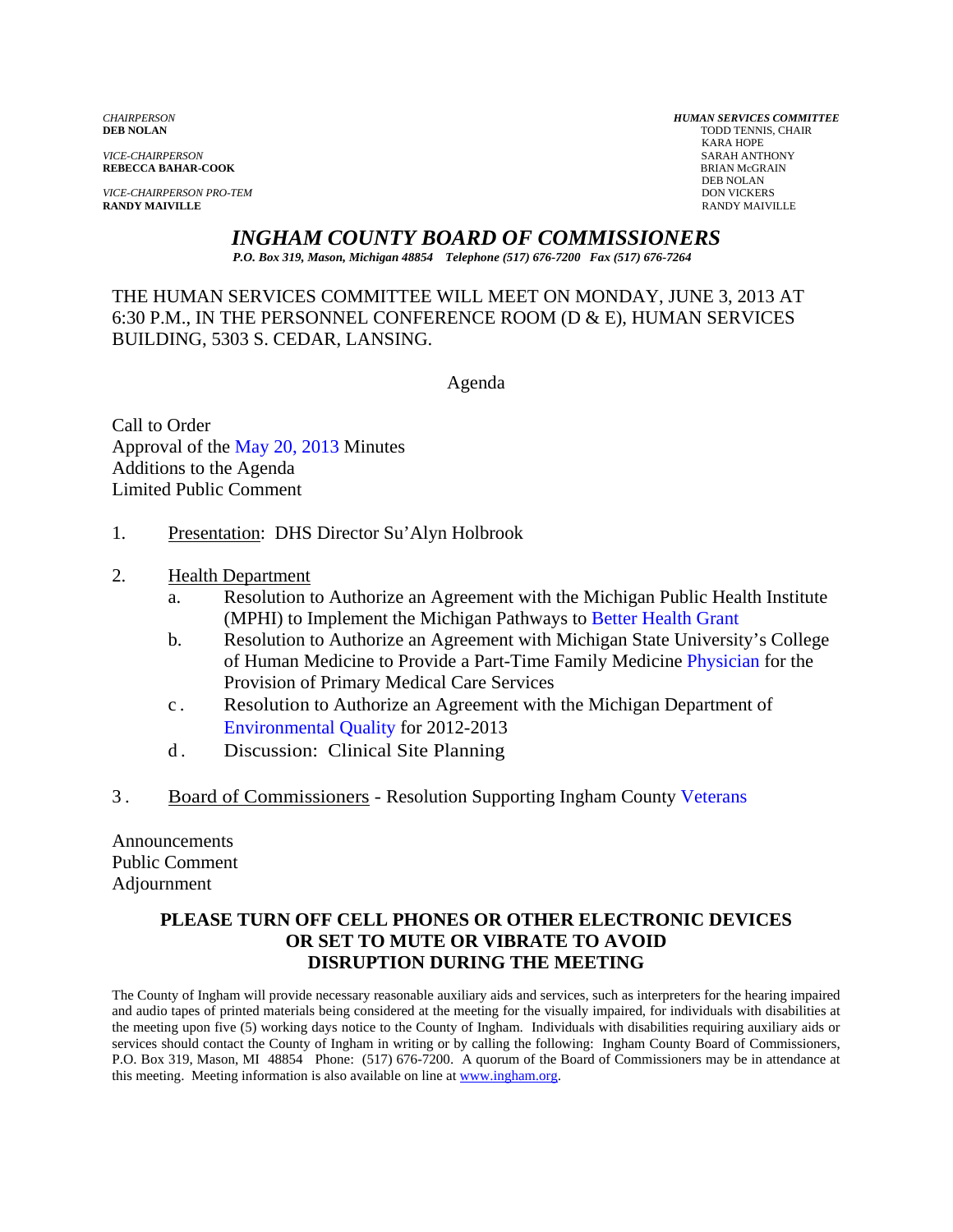*CHAIRPERSON*
**DEB NOLAN**

*VICE-CHAIRPERSON*
**REBECCA BAHAR-COOK**

*VICE-CHAIRPERSON PRO-TEM*
**RANDY MAIVILLE**

***HUMAN SERVICES COMMITTEE***
TODD TENNIS, CHAIR
KARA HOPE
SARAH ANTHONY
BRIAN McGRAIN
DEB NOLAN
DON VICKERS
RANDY MAIVILLE

# *INGHAM COUNTY BOARD OF COMMISSIONERS*

*P.O. Box 319, Mason, Michigan 48854 Telephone (517) 676-7200 Fax (517) 676-7264*

THE HUMAN SERVICES COMMITTEE WILL MEET ON MONDAY, JUNE 3, 2013 AT 6:30 P.M., IN THE PERSONNEL CONFERENCE ROOM (D & E), HUMAN SERVICES BUILDING, 5303 S. CEDAR, LANSING.

Agenda

Call to Order
Approval of the May 20, 2013 Minutes
Additions to the Agenda
Limited Public Comment

1. Presentation: DHS Director Su'Alyn Holbrook

2. Health Department
   a. Resolution to Authorize an Agreement with the Michigan Public Health Institute (MPHI) to Implement the Michigan Pathways to Better Health Grant
   b. Resolution to Authorize an Agreement with Michigan State University's College of Human Medicine to Provide a Part-Time Family Medicine Physician for the Provision of Primary Medical Care Services
   c. Resolution to Authorize an Agreement with the Michigan Department of Environmental Quality for 2012-2013
   d. Discussion: Clinical Site Planning

3. Board of Commissioners - Resolution Supporting Ingham County Veterans

Announcements
Public Comment
Adjournment

**PLEASE TURN OFF CELL PHONES OR OTHER ELECTRONIC DEVICES OR SET TO MUTE OR VIBRATE TO AVOID DISRUPTION DURING THE MEETING**

The County of Ingham will provide necessary reasonable auxiliary aids and services, such as interpreters for the hearing impaired and audio tapes of printed materials being considered at the meeting for the visually impaired, for individuals with disabilities at the meeting upon five (5) working days notice to the County of Ingham. Individuals with disabilities requiring auxiliary aids or services should contact the County of Ingham in writing or by calling the following: Ingham County Board of Commissioners, P.O. Box 319, Mason, MI 48854 Phone: (517) 676-7200. A quorum of the Board of Commissioners may be in attendance at this meeting. Meeting information is also available on line at www.ingham.org.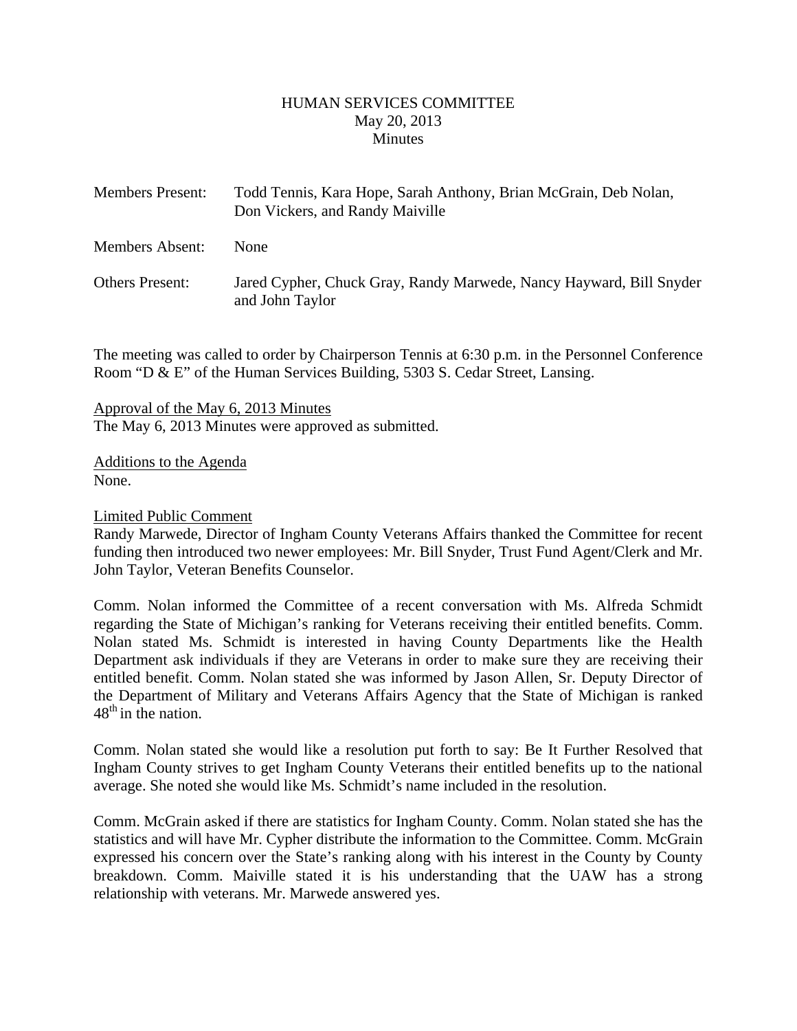HUMAN SERVICES COMMITTEE
May 20, 2013
Minutes

| | |
|---|---|
| Members Present: | Todd Tennis, Kara Hope, Sarah Anthony, Brian McGrain, Deb Nolan, Don Vickers, and Randy Maiville |
| Members Absent: | None |
| Others Present: | Jared Cypher, Chuck Gray, Randy Marwede, Nancy Hayward, Bill Snyder and John Taylor |

The meeting was called to order by Chairperson Tennis at 6:30 p.m. in the Personnel Conference Room "D & E" of the Human Services Building, 5303 S. Cedar Street, Lansing.

Approval of the May 6, 2013 Minutes
The May 6, 2013 Minutes were approved as submitted.

Additions to the Agenda
None.

Limited Public Comment
Randy Marwede, Director of Ingham County Veterans Affairs thanked the Committee for recent funding then introduced two newer employees: Mr. Bill Snyder, Trust Fund Agent/Clerk and Mr. John Taylor, Veteran Benefits Counselor.

Comm. Nolan informed the Committee of a recent conversation with Ms. Alfreda Schmidt regarding the State of Michigan's ranking for Veterans receiving their entitled benefits. Comm. Nolan stated Ms. Schmidt is interested in having County Departments like the Health Department ask individuals if they are Veterans in order to make sure they are receiving their entitled benefit. Comm. Nolan stated she was informed by Jason Allen, Sr. Deputy Director of the Department of Military and Veterans Affairs Agency that the State of Michigan is ranked 48th in the nation.

Comm. Nolan stated she would like a resolution put forth to say: Be It Further Resolved that Ingham County strives to get Ingham County Veterans their entitled benefits up to the national average. She noted she would like Ms. Schmidt's name included in the resolution.

Comm. McGrain asked if there are statistics for Ingham County. Comm. Nolan stated she has the statistics and will have Mr. Cypher distribute the information to the Committee. Comm. McGrain expressed his concern over the State's ranking along with his interest in the County by County breakdown. Comm. Maiville stated it is his understanding that the UAW has a strong relationship with veterans. Mr. Marwede answered yes.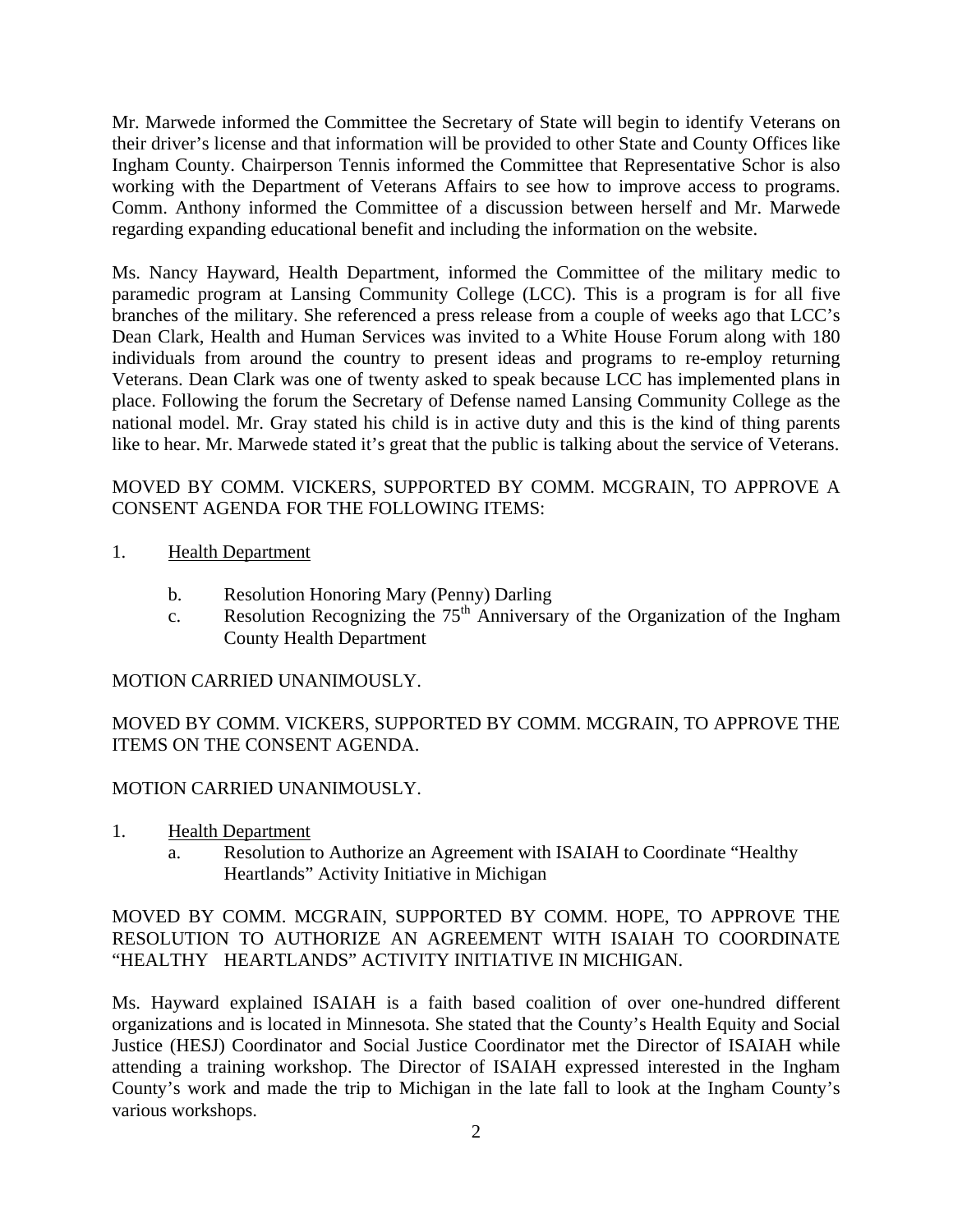Mr. Marwede informed the Committee the Secretary of State will begin to identify Veterans on their driver's license and that information will be provided to other State and County Offices like Ingham County. Chairperson Tennis informed the Committee that Representative Schor is also working with the Department of Veterans Affairs to see how to improve access to programs. Comm. Anthony informed the Committee of a discussion between herself and Mr. Marwede regarding expanding educational benefit and including the information on the website.

Ms. Nancy Hayward, Health Department, informed the Committee of the military medic to paramedic program at Lansing Community College (LCC). This is a program is for all five branches of the military. She referenced a press release from a couple of weeks ago that LCC's Dean Clark, Health and Human Services was invited to a White House Forum along with 180 individuals from around the country to present ideas and programs to re-employ returning Veterans. Dean Clark was one of twenty asked to speak because LCC has implemented plans in place. Following the forum the Secretary of Defense named Lansing Community College as the national model. Mr. Gray stated his child is in active duty and this is the kind of thing parents like to hear. Mr. Marwede stated it's great that the public is talking about the service of Veterans.

MOVED BY COMM. VICKERS, SUPPORTED BY COMM. MCGRAIN, TO APPROVE A CONSENT AGENDA FOR THE FOLLOWING ITEMS:

1. Health Department

   b. Resolution Honoring Mary (Penny) Darling
   c. Resolution Recognizing the 75th Anniversary of the Organization of the Ingham County Health Department

MOTION CARRIED UNANIMOUSLY.

MOVED BY COMM. VICKERS, SUPPORTED BY COMM. MCGRAIN, TO APPROVE THE ITEMS ON THE CONSENT AGENDA.

MOTION CARRIED UNANIMOUSLY.

1. Health Department
   a. Resolution to Authorize an Agreement with ISAIAH to Coordinate "Healthy Heartlands" Activity Initiative in Michigan

MOVED BY COMM. MCGRAIN, SUPPORTED BY COMM. HOPE, TO APPROVE THE RESOLUTION TO AUTHORIZE AN AGREEMENT WITH ISAIAH TO COORDINATE "HEALTHY HEARTLANDS" ACTIVITY INITIATIVE IN MICHIGAN.

Ms. Hayward explained ISAIAH is a faith based coalition of over one-hundred different organizations and is located in Minnesota. She stated that the County's Health Equity and Social Justice (HESJ) Coordinator and Social Justice Coordinator met the Director of ISAIAH while attending a training workshop. The Director of ISAIAH expressed interested in the Ingham County's work and made the trip to Michigan in the late fall to look at the Ingham County's various workshops.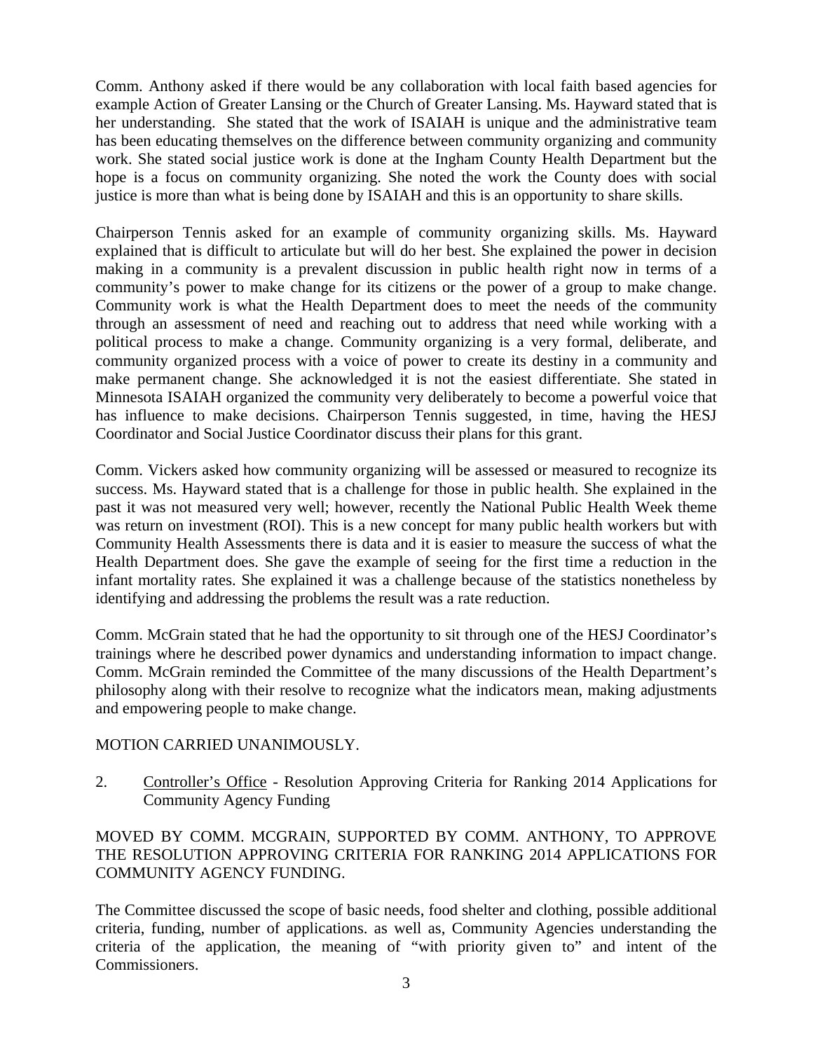Comm. Anthony asked if there would be any collaboration with local faith based agencies for example Action of Greater Lansing or the Church of Greater Lansing. Ms. Hayward stated that is her understanding. She stated that the work of ISAIAH is unique and the administrative team has been educating themselves on the difference between community organizing and community work. She stated social justice work is done at the Ingham County Health Department but the hope is a focus on community organizing. She noted the work the County does with social justice is more than what is being done by ISAIAH and this is an opportunity to share skills.

Chairperson Tennis asked for an example of community organizing skills. Ms. Hayward explained that is difficult to articulate but will do her best. She explained the power in decision making in a community is a prevalent discussion in public health right now in terms of a community's power to make change for its citizens or the power of a group to make change. Community work is what the Health Department does to meet the needs of the community through an assessment of need and reaching out to address that need while working with a political process to make a change. Community organizing is a very formal, deliberate, and community organized process with a voice of power to create its destiny in a community and make permanent change. She acknowledged it is not the easiest differentiate. She stated in Minnesota ISAIAH organized the community very deliberately to become a powerful voice that has influence to make decisions. Chairperson Tennis suggested, in time, having the HESJ Coordinator and Social Justice Coordinator discuss their plans for this grant.

Comm. Vickers asked how community organizing will be assessed or measured to recognize its success. Ms. Hayward stated that is a challenge for those in public health. She explained in the past it was not measured very well; however, recently the National Public Health Week theme was return on investment (ROI). This is a new concept for many public health workers but with Community Health Assessments there is data and it is easier to measure the success of what the Health Department does. She gave the example of seeing for the first time a reduction in the infant mortality rates. She explained it was a challenge because of the statistics nonetheless by identifying and addressing the problems the result was a rate reduction.

Comm. McGrain stated that he had the opportunity to sit through one of the HESJ Coordinator's trainings where he described power dynamics and understanding information to impact change. Comm. McGrain reminded the Committee of the many discussions of the Health Department's philosophy along with their resolve to recognize what the indicators mean, making adjustments and empowering people to make change.

MOTION CARRIED UNANIMOUSLY.

2. Controller's Office - Resolution Approving Criteria for Ranking 2014 Applications for Community Agency Funding

MOVED BY COMM. MCGRAIN, SUPPORTED BY COMM. ANTHONY, TO APPROVE THE RESOLUTION APPROVING CRITERIA FOR RANKING 2014 APPLICATIONS FOR COMMUNITY AGENCY FUNDING.

The Committee discussed the scope of basic needs, food shelter and clothing, possible additional criteria, funding, number of applications. as well as, Community Agencies understanding the criteria of the application, the meaning of "with priority given to" and intent of the Commissioners.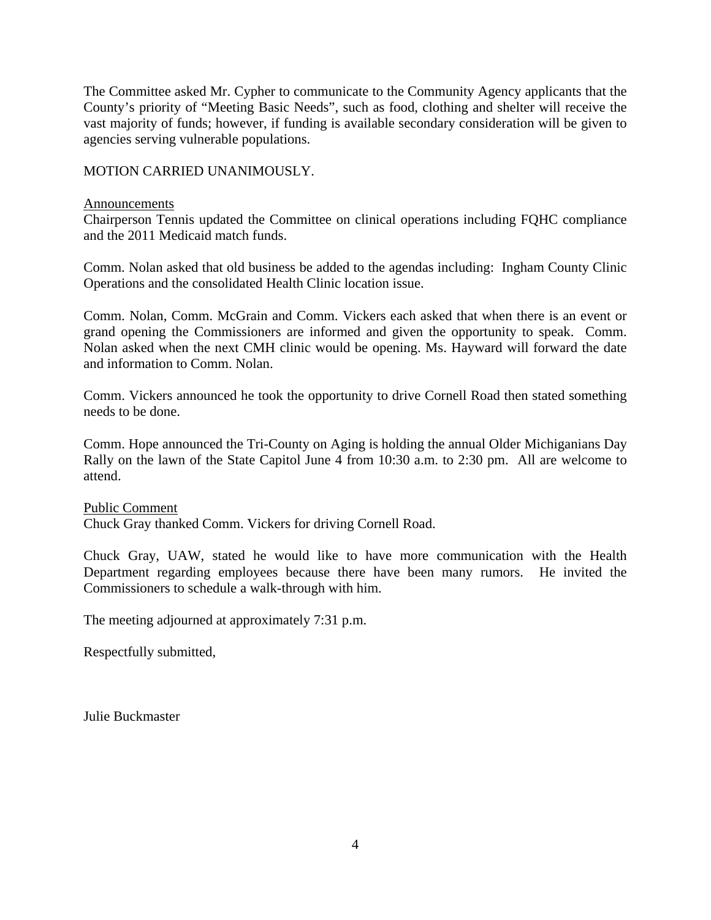The Committee asked Mr. Cypher to communicate to the Community Agency applicants that the County's priority of "Meeting Basic Needs", such as food, clothing and shelter will receive the vast majority of funds; however, if funding is available secondary consideration will be given to agencies serving vulnerable populations.

MOTION CARRIED UNANIMOUSLY.

Announcements

Chairperson Tennis updated the Committee on clinical operations including FQHC compliance and the 2011 Medicaid match funds.

Comm. Nolan asked that old business be added to the agendas including: Ingham County Clinic Operations and the consolidated Health Clinic location issue.

Comm. Nolan, Comm. McGrain and Comm. Vickers each asked that when there is an event or grand opening the Commissioners are informed and given the opportunity to speak. Comm. Nolan asked when the next CMH clinic would be opening. Ms. Hayward will forward the date and information to Comm. Nolan.

Comm. Vickers announced he took the opportunity to drive Cornell Road then stated something needs to be done.

Comm. Hope announced the Tri-County on Aging is holding the annual Older Michiganians Day Rally on the lawn of the State Capitol June 4 from 10:30 a.m. to 2:30 pm. All are welcome to attend.

Public Comment

Chuck Gray thanked Comm. Vickers for driving Cornell Road.

Chuck Gray, UAW, stated he would like to have more communication with the Health Department regarding employees because there have been many rumors. He invited the Commissioners to schedule a walk-through with him.

The meeting adjourned at approximately 7:31 p.m.

Respectfully submitted,

Julie Buckmaster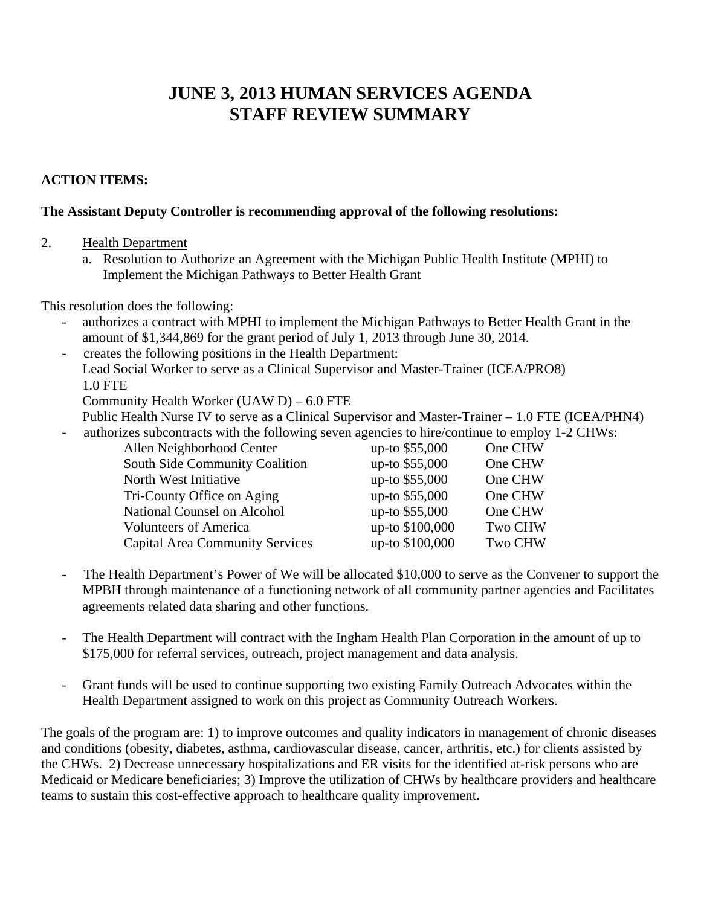# JUNE 3, 2013 HUMAN SERVICES AGENDA
# STAFF REVIEW SUMMARY

**ACTION ITEMS:**

**The Assistant Deputy Controller is recommending approval of the following resolutions:**

2. Health Department
   a. Resolution to Authorize an Agreement with the Michigan Public Health Institute (MPHI) to Implement the Michigan Pathways to Better Health Grant

This resolution does the following:

- authorizes a contract with MPHI to implement the Michigan Pathways to Better Health Grant in the amount of $1,344,869 for the grant period of July 1, 2013 through June 30, 2014.
- creates the following positions in the Health Department:
  Lead Social Worker to serve as a Clinical Supervisor and Master-Trainer (ICEA/PRO8) 1.0 FTE
  Community Health Worker (UAW D) – 6.0 FTE
  Public Health Nurse IV to serve as a Clinical Supervisor and Master-Trainer – 1.0 FTE (ICEA/PHN4)
- authorizes subcontracts with the following seven agencies to hire/continue to employ 1-2 CHWs:

| | | |
|---|---|---|
| Allen Neighborhood Center | up-to $55,000 | One CHW |
| South Side Community Coalition | up-to $55,000 | One CHW |
| North West Initiative | up-to $55,000 | One CHW |
| Tri-County Office on Aging | up-to $55,000 | One CHW |
| National Counsel on Alcohol | up-to $55,000 | One CHW |
| Volunteers of America | up-to $100,000 | Two CHW |
| Capital Area Community Services | up-to $100,000 | Two CHW |

- The Health Department's Power of We will be allocated $10,000 to serve as the Convener to support the MPBH through maintenance of a functioning network of all community partner agencies and Facilitates agreements related data sharing and other functions.

- The Health Department will contract with the Ingham Health Plan Corporation in the amount of up to $175,000 for referral services, outreach, project management and data analysis.

- Grant funds will be used to continue supporting two existing Family Outreach Advocates within the Health Department assigned to work on this project as Community Outreach Workers.

The goals of the program are: 1) to improve outcomes and quality indicators in management of chronic diseases and conditions (obesity, diabetes, asthma, cardiovascular disease, cancer, arthritis, etc.) for clients assisted by the CHWs. 2) Decrease unnecessary hospitalizations and ER visits for the identified at-risk persons who are Medicaid or Medicare beneficiaries; 3) Improve the utilization of CHWs by healthcare providers and healthcare teams to sustain this cost-effective approach to healthcare quality improvement.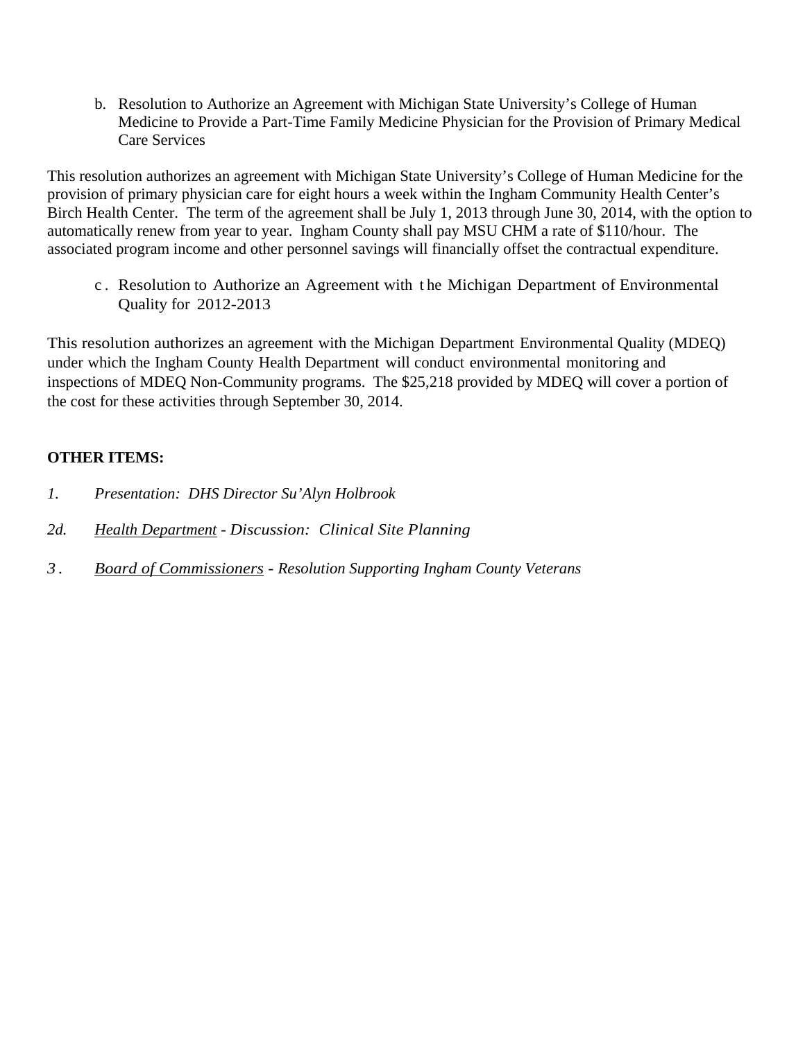b. Resolution to Authorize an Agreement with Michigan State University's College of Human Medicine to Provide a Part-Time Family Medicine Physician for the Provision of Primary Medical Care Services

This resolution authorizes an agreement with Michigan State University's College of Human Medicine for the provision of primary physician care for eight hours a week within the Ingham Community Health Center's Birch Health Center. The term of the agreement shall be July 1, 2013 through June 30, 2014, with the option to automatically renew from year to year. Ingham County shall pay MSU CHM a rate of $110/hour. The associated program income and other personnel savings will financially offset the contractual expenditure.

c. Resolution to Authorize an Agreement with the Michigan Department of Environmental Quality for 2012-2013

This resolution authorizes an agreement with the Michigan Department Environmental Quality (MDEQ) under which the Ingham County Health Department will conduct environmental monitoring and inspections of MDEQ Non-Community programs. The $25,218 provided by MDEQ will cover a portion of the cost for these activities through September 30, 2014.

**OTHER ITEMS:**

*1. Presentation: DHS Director Su'Alyn Holbrook*

*2d. <u>Health Department</u> - Discussion: Clinical Site Planning*

*3. <u>Board of Commissioners</u> - Resolution Supporting Ingham County Veterans*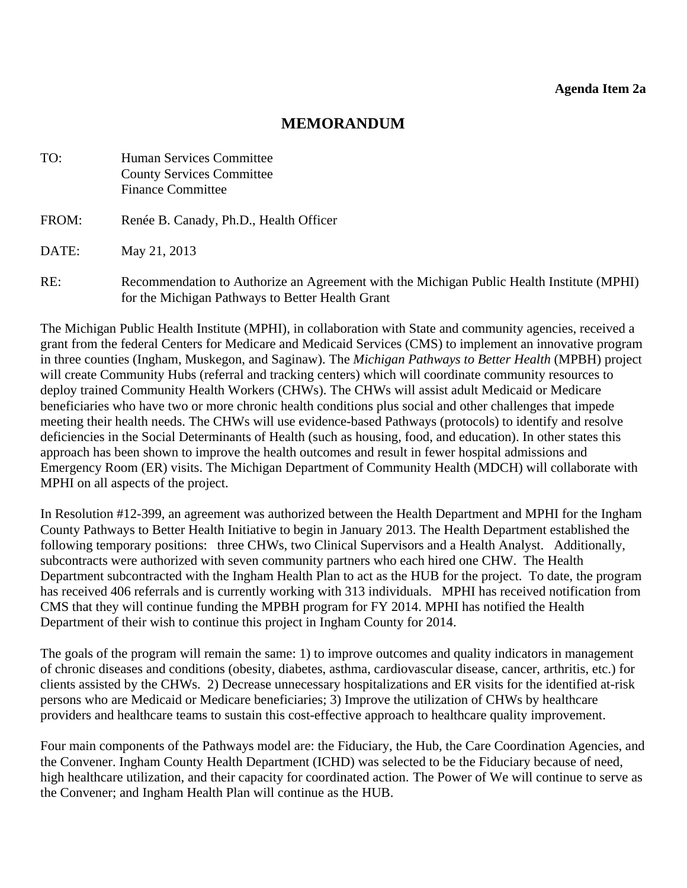**Agenda Item 2a**

# MEMORANDUM

TO: Human Services Committee
County Services Committee
Finance Committee

FROM: Renée B. Canady, Ph.D., Health Officer

DATE: May 21, 2013

RE: Recommendation to Authorize an Agreement with the Michigan Public Health Institute (MPHI) for the Michigan Pathways to Better Health Grant

The Michigan Public Health Institute (MPHI), in collaboration with State and community agencies, received a grant from the federal Centers for Medicare and Medicaid Services (CMS) to implement an innovative program in three counties (Ingham, Muskegon, and Saginaw). The *Michigan Pathways to Better Health* (MPBH) project will create Community Hubs (referral and tracking centers) which will coordinate community resources to deploy trained Community Health Workers (CHWs). The CHWs will assist adult Medicaid or Medicare beneficiaries who have two or more chronic health conditions plus social and other challenges that impede meeting their health needs. The CHWs will use evidence-based Pathways (protocols) to identify and resolve deficiencies in the Social Determinants of Health (such as housing, food, and education). In other states this approach has been shown to improve the health outcomes and result in fewer hospital admissions and Emergency Room (ER) visits. The Michigan Department of Community Health (MDCH) will collaborate with MPHI on all aspects of the project.

In Resolution #12-399, an agreement was authorized between the Health Department and MPHI for the Ingham County Pathways to Better Health Initiative to begin in January 2013. The Health Department established the following temporary positions: three CHWs, two Clinical Supervisors and a Health Analyst. Additionally, subcontracts were authorized with seven community partners who each hired one CHW. The Health Department subcontracted with the Ingham Health Plan to act as the HUB for the project. To date, the program has received 406 referrals and is currently working with 313 individuals. MPHI has received notification from CMS that they will continue funding the MPBH program for FY 2014. MPHI has notified the Health Department of their wish to continue this project in Ingham County for 2014.

The goals of the program will remain the same: 1) to improve outcomes and quality indicators in management of chronic diseases and conditions (obesity, diabetes, asthma, cardiovascular disease, cancer, arthritis, etc.) for clients assisted by the CHWs. 2) Decrease unnecessary hospitalizations and ER visits for the identified at-risk persons who are Medicaid or Medicare beneficiaries; 3) Improve the utilization of CHWs by healthcare providers and healthcare teams to sustain this cost-effective approach to healthcare quality improvement.

Four main components of the Pathways model are: the Fiduciary, the Hub, the Care Coordination Agencies, and the Convener. Ingham County Health Department (ICHD) was selected to be the Fiduciary because of need, high healthcare utilization, and their capacity for coordinated action. The Power of We will continue to serve as the Convener; and Ingham Health Plan will continue as the HUB.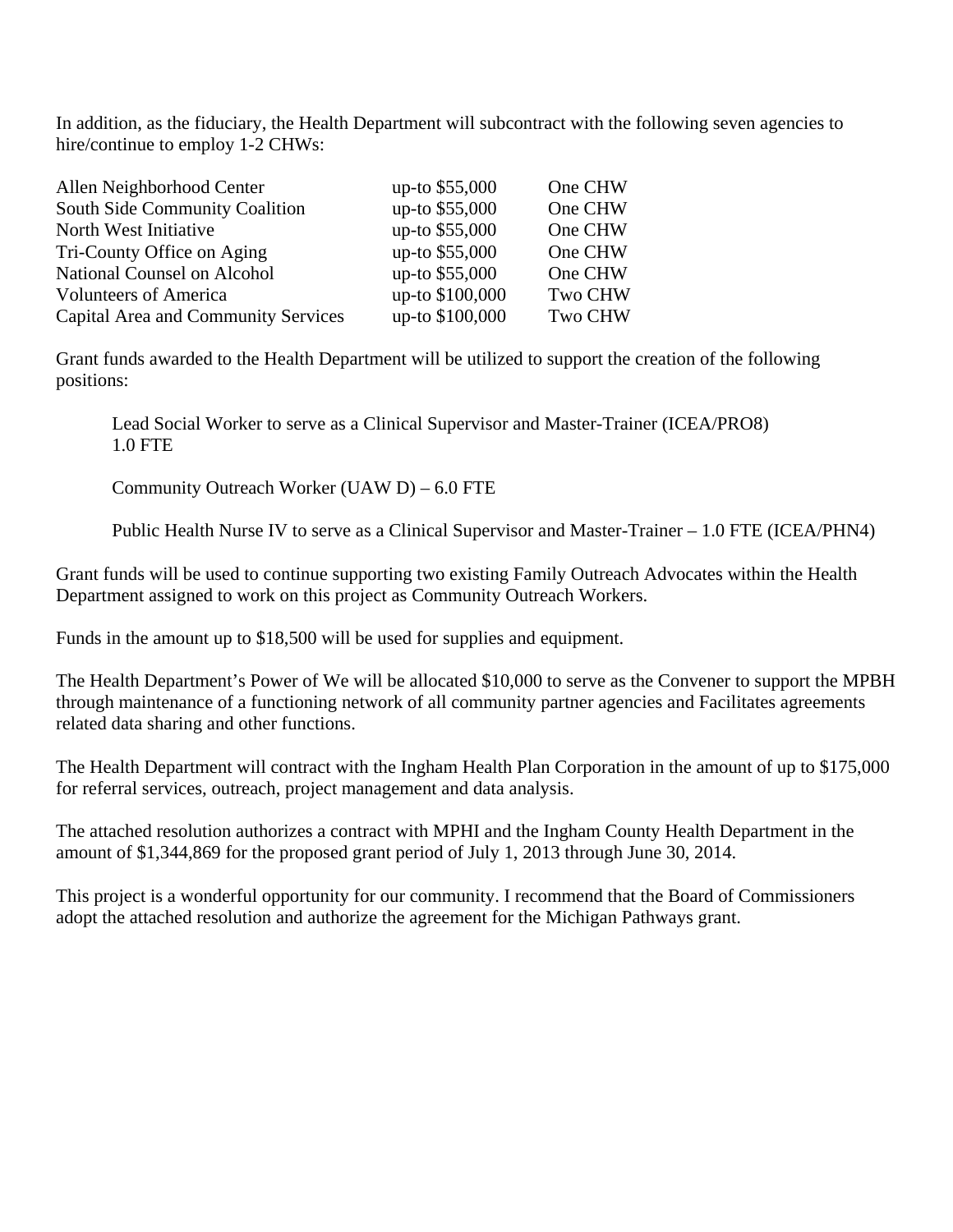In addition, as the fiduciary, the Health Department will subcontract with the following seven agencies to hire/continue to employ 1-2 CHWs:

| | | |
|---|---|---|
| Allen Neighborhood Center | up-to $55,000 | One CHW |
| South Side Community Coalition | up-to $55,000 | One CHW |
| North West Initiative | up-to $55,000 | One CHW |
| Tri-County Office on Aging | up-to $55,000 | One CHW |
| National Counsel on Alcohol | up-to $55,000 | One CHW |
| Volunteers of America | up-to $100,000 | Two CHW |
| Capital Area and Community Services | up-to $100,000 | Two CHW |

Grant funds awarded to the Health Department will be utilized to support the creation of the following positions:

> Lead Social Worker to serve as a Clinical Supervisor and Master-Trainer (ICEA/PRO8) 1.0 FTE
>
> Community Outreach Worker (UAW D) – 6.0 FTE
>
> Public Health Nurse IV to serve as a Clinical Supervisor and Master-Trainer – 1.0 FTE (ICEA/PHN4)

Grant funds will be used to continue supporting two existing Family Outreach Advocates within the Health Department assigned to work on this project as Community Outreach Workers.

Funds in the amount up to $18,500 will be used for supplies and equipment.

The Health Department's Power of We will be allocated $10,000 to serve as the Convener to support the MPBH through maintenance of a functioning network of all community partner agencies and Facilitates agreements related data sharing and other functions.

The Health Department will contract with the Ingham Health Plan Corporation in the amount of up to $175,000 for referral services, outreach, project management and data analysis.

The attached resolution authorizes a contract with MPHI and the Ingham County Health Department in the amount of $1,344,869 for the proposed grant period of July 1, 2013 through June 30, 2014.

This project is a wonderful opportunity for our community. I recommend that the Board of Commissioners adopt the attached resolution and authorize the agreement for the Michigan Pathways grant.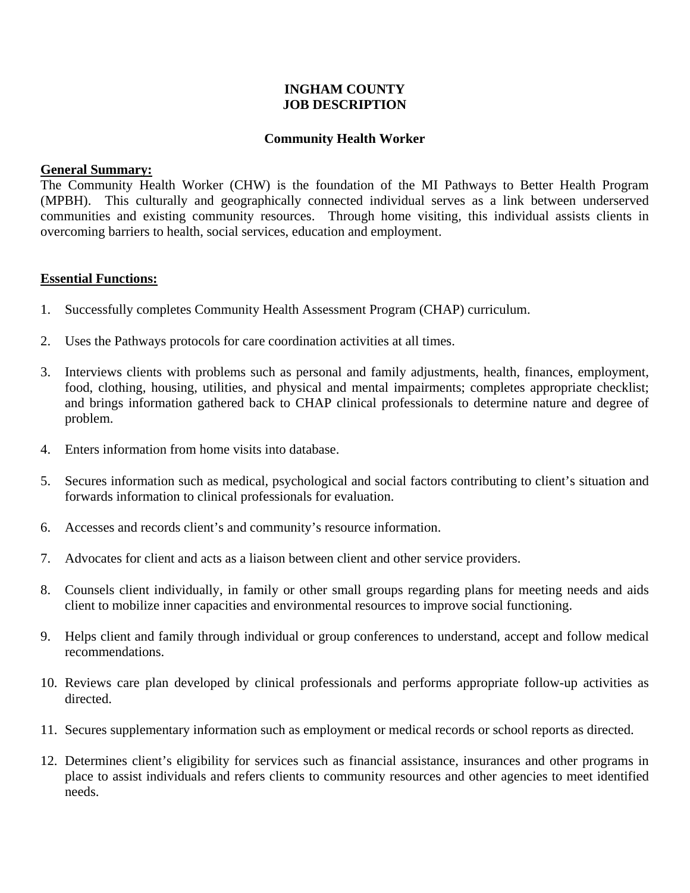**INGHAM COUNTY**
**JOB DESCRIPTION**

**Community Health Worker**

**General Summary:**

The Community Health Worker (CHW) is the foundation of the MI Pathways to Better Health Program (MPBH). This culturally and geographically connected individual serves as a link between underserved communities and existing community resources. Through home visiting, this individual assists clients in overcoming barriers to health, social services, education and employment.

**Essential Functions:**

1. Successfully completes Community Health Assessment Program (CHAP) curriculum.

2. Uses the Pathways protocols for care coordination activities at all times.

3. Interviews clients with problems such as personal and family adjustments, health, finances, employment, food, clothing, housing, utilities, and physical and mental impairments; completes appropriate checklist; and brings information gathered back to CHAP clinical professionals to determine nature and degree of problem.

4. Enters information from home visits into database.

5. Secures information such as medical, psychological and social factors contributing to client's situation and forwards information to clinical professionals for evaluation.

6. Accesses and records client's and community's resource information.

7. Advocates for client and acts as a liaison between client and other service providers.

8. Counsels client individually, in family or other small groups regarding plans for meeting needs and aids client to mobilize inner capacities and environmental resources to improve social functioning.

9. Helps client and family through individual or group conferences to understand, accept and follow medical recommendations.

10. Reviews care plan developed by clinical professionals and performs appropriate follow-up activities as directed.

11. Secures supplementary information such as employment or medical records or school reports as directed.

12. Determines client's eligibility for services such as financial assistance, insurances and other programs in place to assist individuals and refers clients to community resources and other agencies to meet identified needs.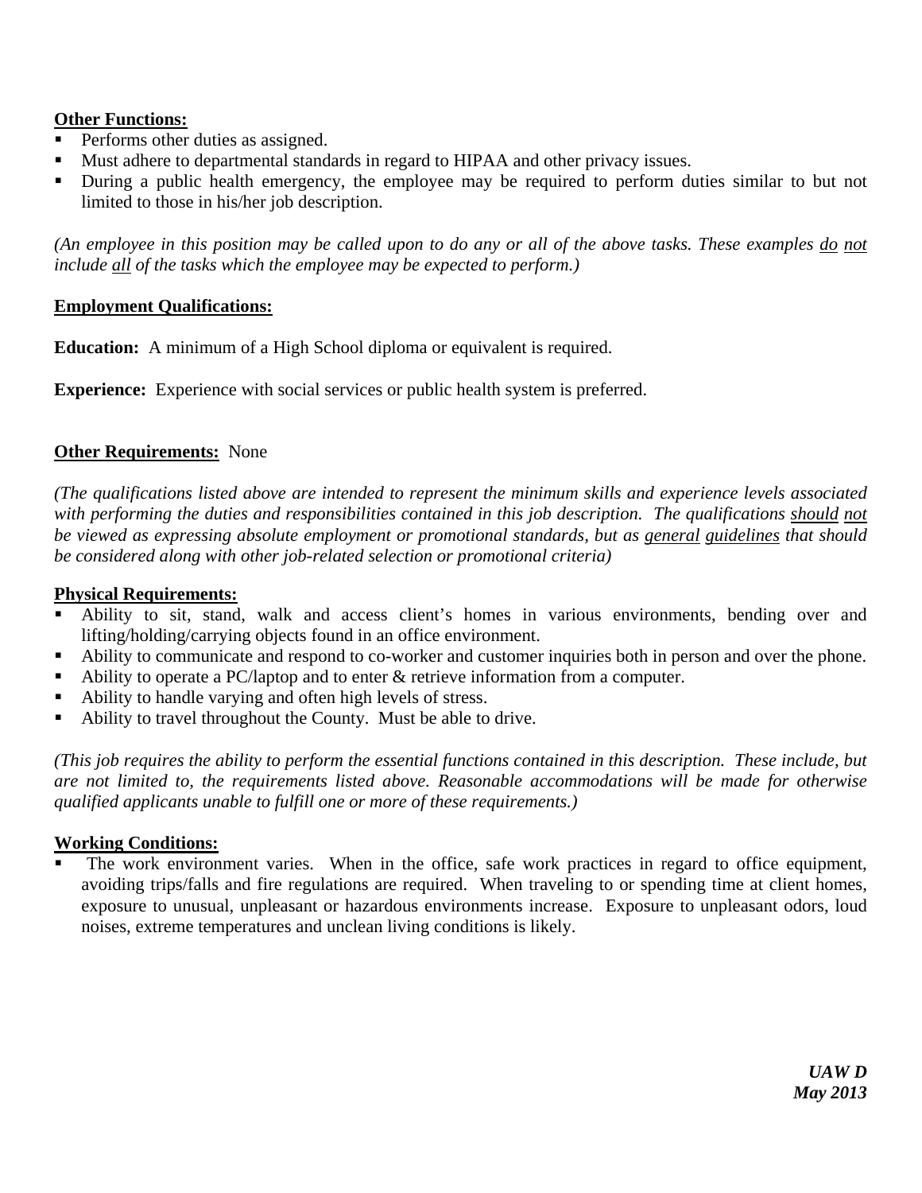**Other Functions:**

- Performs other duties as assigned.
- Must adhere to departmental standards in regard to HIPAA and other privacy issues.
- During a public health emergency, the employee may be required to perform duties similar to but not limited to those in his/her job description.

*(An employee in this position may be called upon to do any or all of the above tasks. These examples do not include all of the tasks which the employee may be expected to perform.)*

**Employment Qualifications:**

**Education:** A minimum of a High School diploma or equivalent is required.

**Experience:** Experience with social services or public health system is preferred.

**Other Requirements:** None

*(The qualifications listed above are intended to represent the minimum skills and experience levels associated with performing the duties and responsibilities contained in this job description. The qualifications should not be viewed as expressing absolute employment or promotional standards, but as general guidelines that should be considered along with other job-related selection or promotional criteria)*

**Physical Requirements:**

- Ability to sit, stand, walk and access client's homes in various environments, bending over and lifting/holding/carrying objects found in an office environment.
- Ability to communicate and respond to co-worker and customer inquiries both in person and over the phone.
- Ability to operate a PC/laptop and to enter & retrieve information from a computer.
- Ability to handle varying and often high levels of stress.
- Ability to travel throughout the County. Must be able to drive.

*(This job requires the ability to perform the essential functions contained in this description. These include, but are not limited to, the requirements listed above. Reasonable accommodations will be made for otherwise qualified applicants unable to fulfill one or more of these requirements.)*

**Working Conditions:**

- The work environment varies. When in the office, safe work practices in regard to office equipment, avoiding trips/falls and fire regulations are required. When traveling to or spending time at client homes, exposure to unusual, unpleasant or hazardous environments increase. Exposure to unpleasant odors, loud noises, extreme temperatures and unclean living conditions is likely.

***UAW D***
***May 2013***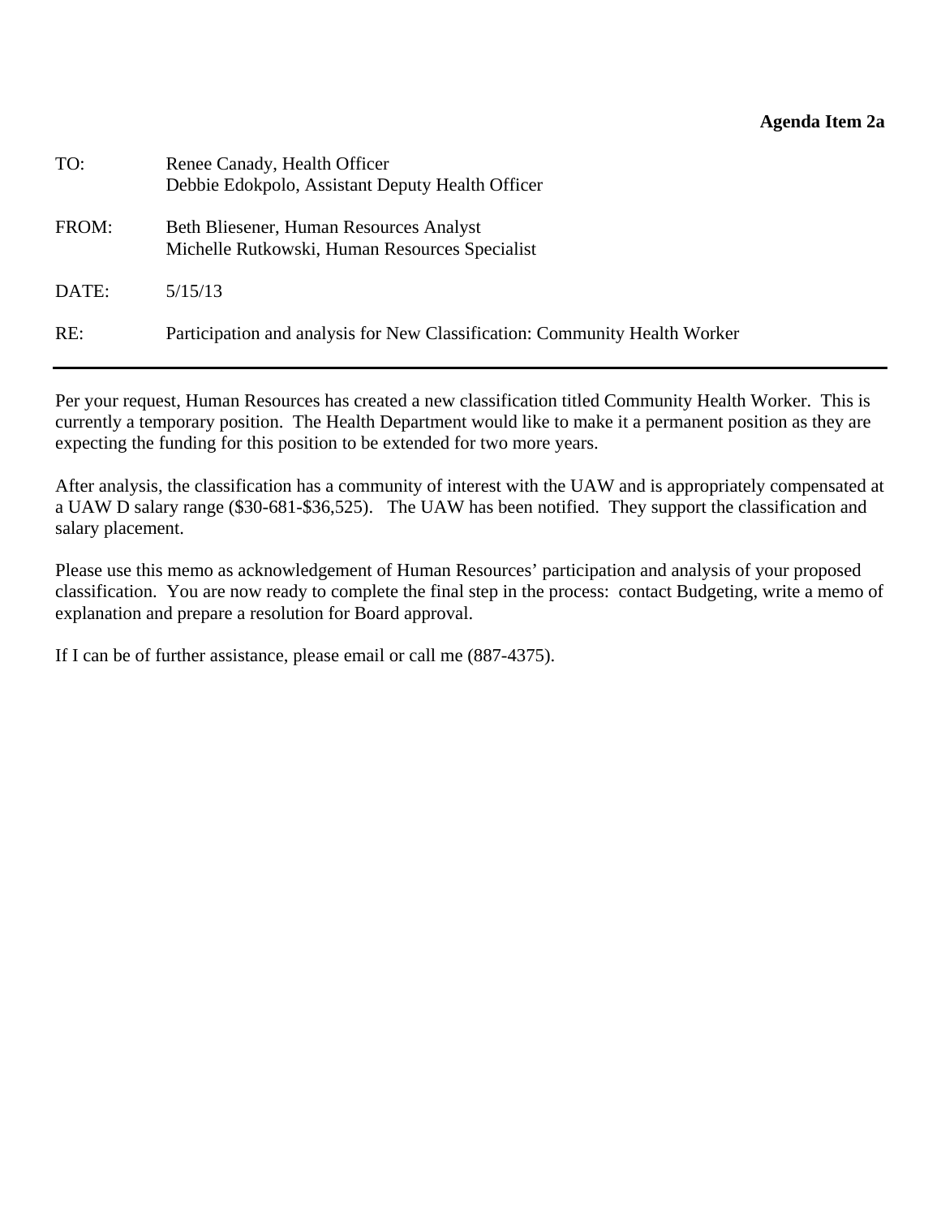**Agenda Item 2a**

| | |
|---|---|
| TO: | Renee Canady, Health Officer<br>Debbie Edokpolo, Assistant Deputy Health Officer |
| FROM: | Beth Bliesener, Human Resources Analyst<br>Michelle Rutkowski, Human Resources Specialist |
| DATE: | 5/15/13 |
| RE: | Participation and analysis for New Classification: Community Health Worker |

---

Per your request, Human Resources has created a new classification titled Community Health Worker. This is currently a temporary position. The Health Department would like to make it a permanent position as they are expecting the funding for this position to be extended for two more years.

After analysis, the classification has a community of interest with the UAW and is appropriately compensated at a UAW D salary range ($30-681-$36,525). The UAW has been notified. They support the classification and salary placement.

Please use this memo as acknowledgement of Human Resources' participation and analysis of your proposed classification. You are now ready to complete the final step in the process: contact Budgeting, write a memo of explanation and prepare a resolution for Board approval.

If I can be of further assistance, please email or call me (887-4375).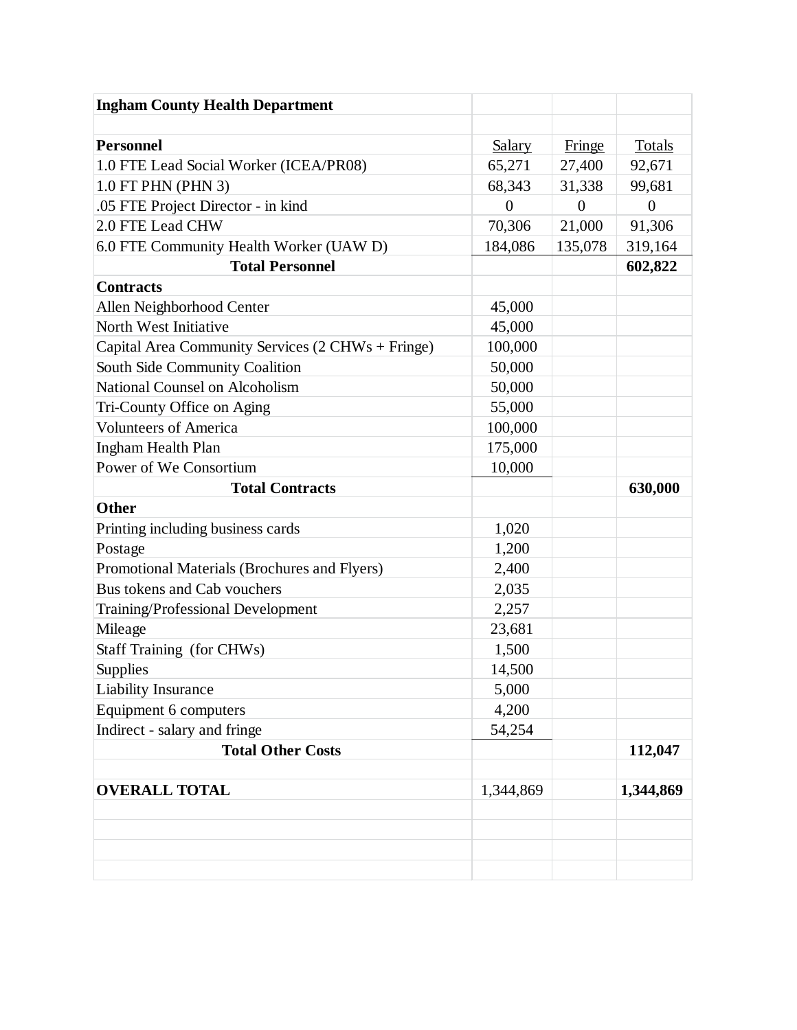| Ingham County Health Department | | | |
|---|---|---|---|
| | | | |
| **Personnel** | Salary | Fringe | Totals |
| 1.0 FTE Lead Social Worker (ICEA/PR08) | 65,271 | 27,400 | 92,671 |
| 1.0 FT PHN (PHN 3) | 68,343 | 31,338 | 99,681 |
| .05 FTE Project Director - in kind | 0 | 0 | 0 |
| 2.0 FTE Lead CHW | 70,306 | 21,000 | 91,306 |
| 6.0 FTE Community Health Worker (UAW D) | 184,086 | 135,078 | 319,164 |
| **Total Personnel** | | | **602,822** |
| **Contracts** | | | |
| Allen Neighborhood Center | 45,000 | | |
| North West Initiative | 45,000 | | |
| Capital Area Community Services (2 CHWs + Fringe) | 100,000 | | |
| South Side Community Coalition | 50,000 | | |
| National Counsel on Alcoholism | 50,000 | | |
| Tri-County Office on Aging | 55,000 | | |
| Volunteers of America | 100,000 | | |
| Ingham Health Plan | 175,000 | | |
| Power of We Consortium | 10,000 | | |
| **Total Contracts** | | | **630,000** |
| **Other** | | | |
| Printing including business cards | 1,020 | | |
| Postage | 1,200 | | |
| Promotional Materials (Brochures and Flyers) | 2,400 | | |
| Bus tokens and Cab vouchers | 2,035 | | |
| Training/Professional Development | 2,257 | | |
| Mileage | 23,681 | | |
| Staff Training (for CHWs) | 1,500 | | |
| Supplies | 14,500 | | |
| Liability Insurance | 5,000 | | |
| Equipment 6 computers | 4,200 | | |
| Indirect - salary and fringe | 54,254 | | |
| **Total Other Costs** | | | **112,047** |
| | | | |
| **OVERALL TOTAL** | 1,344,869 | | **1,344,869** |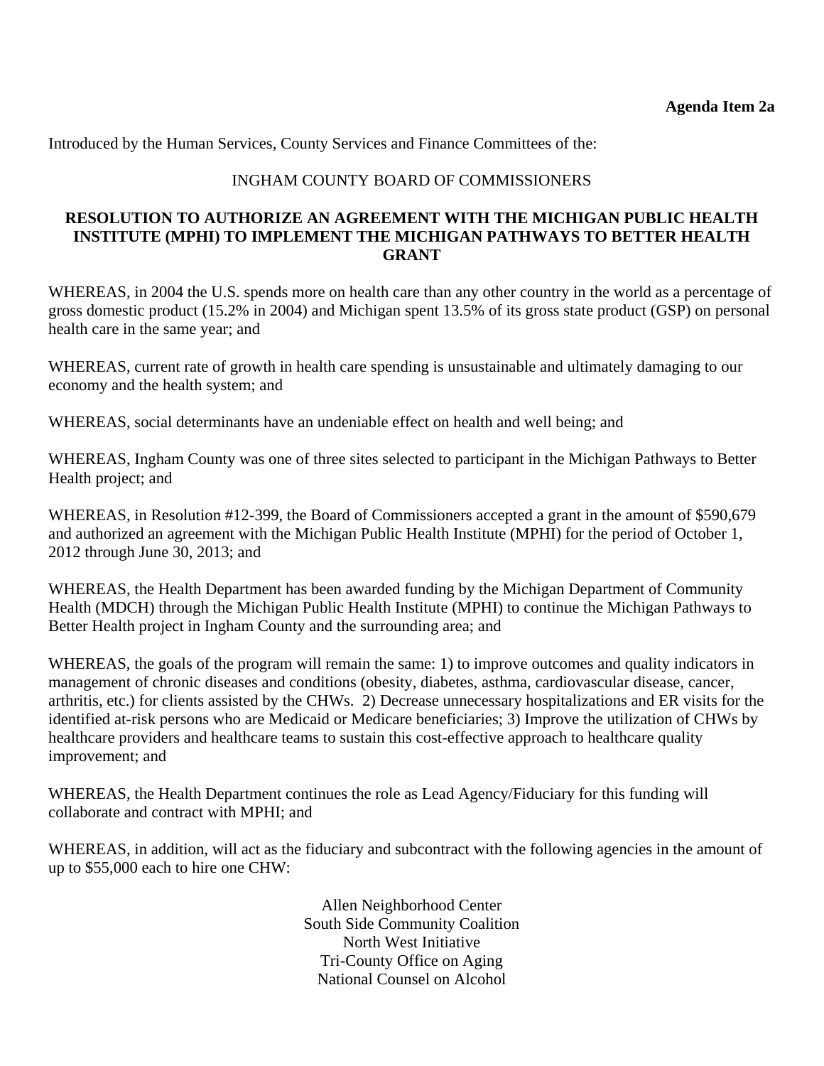**Agenda Item 2a**

Introduced by the Human Services, County Services and Finance Committees of the:

INGHAM COUNTY BOARD OF COMMISSIONERS

**RESOLUTION TO AUTHORIZE AN AGREEMENT WITH THE MICHIGAN PUBLIC HEALTH INSTITUTE (MPHI) TO IMPLEMENT THE MICHIGAN PATHWAYS TO BETTER HEALTH GRANT**

WHEREAS, in 2004 the U.S. spends more on health care than any other country in the world as a percentage of gross domestic product (15.2% in 2004) and Michigan spent 13.5% of its gross state product (GSP) on personal health care in the same year; and

WHEREAS, current rate of growth in health care spending is unsustainable and ultimately damaging to our economy and the health system; and

WHEREAS, social determinants have an undeniable effect on health and well being; and

WHEREAS, Ingham County was one of three sites selected to participant in the Michigan Pathways to Better Health project; and

WHEREAS, in Resolution #12-399, the Board of Commissioners accepted a grant in the amount of $590,679 and authorized an agreement with the Michigan Public Health Institute (MPHI) for the period of October 1, 2012 through June 30, 2013; and

WHEREAS, the Health Department has been awarded funding by the Michigan Department of Community Health (MDCH) through the Michigan Public Health Institute (MPHI) to continue the Michigan Pathways to Better Health project in Ingham County and the surrounding area; and

WHEREAS, the goals of the program will remain the same: 1) to improve outcomes and quality indicators in management of chronic diseases and conditions (obesity, diabetes, asthma, cardiovascular disease, cancer, arthritis, etc.) for clients assisted by the CHWs. 2) Decrease unnecessary hospitalizations and ER visits for the identified at-risk persons who are Medicaid or Medicare beneficiaries; 3) Improve the utilization of CHWs by healthcare providers and healthcare teams to sustain this cost-effective approach to healthcare quality improvement; and

WHEREAS, the Health Department continues the role as Lead Agency/Fiduciary for this funding will collaborate and contract with MPHI; and

WHEREAS, in addition, will act as the fiduciary and subcontract with the following agencies in the amount of up to $55,000 each to hire one CHW:

Allen Neighborhood Center
South Side Community Coalition
North West Initiative
Tri-County Office on Aging
National Counsel on Alcohol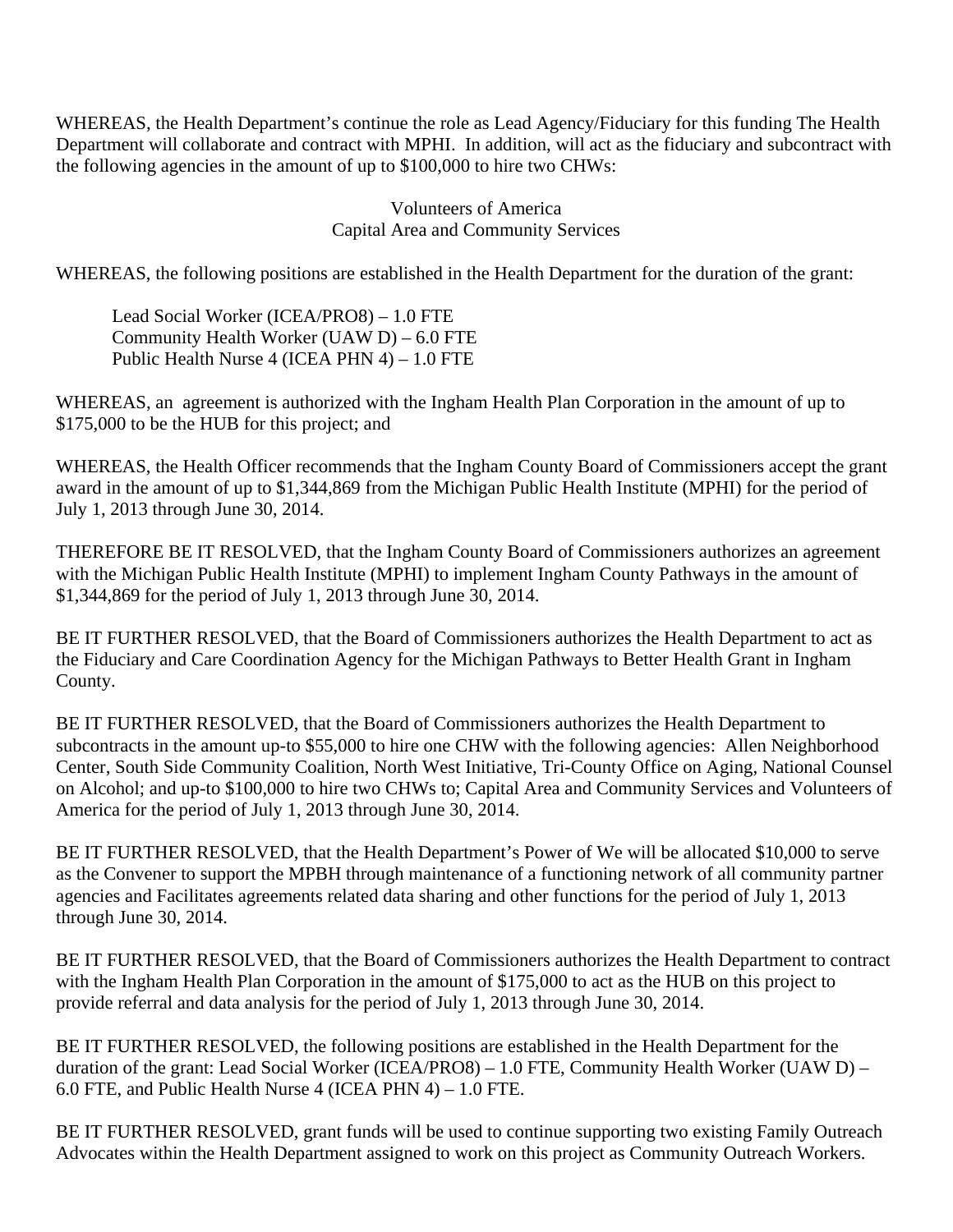WHEREAS, the Health Department's continue the role as Lead Agency/Fiduciary for this funding The Health Department will collaborate and contract with MPHI. In addition, will act as the fiduciary and subcontract with the following agencies in the amount of up to $100,000 to hire two CHWs:

Volunteers of America
Capital Area and Community Services

WHEREAS, the following positions are established in the Health Department for the duration of the grant:

Lead Social Worker (ICEA/PRO8) – 1.0 FTE
Community Health Worker (UAW D) – 6.0 FTE
Public Health Nurse 4 (ICEA PHN 4) – 1.0 FTE

WHEREAS, an agreement is authorized with the Ingham Health Plan Corporation in the amount of up to $175,000 to be the HUB for this project; and

WHEREAS, the Health Officer recommends that the Ingham County Board of Commissioners accept the grant award in the amount of up to $1,344,869 from the Michigan Public Health Institute (MPHI) for the period of July 1, 2013 through June 30, 2014.

THEREFORE BE IT RESOLVED, that the Ingham County Board of Commissioners authorizes an agreement with the Michigan Public Health Institute (MPHI) to implement Ingham County Pathways in the amount of $1,344,869 for the period of July 1, 2013 through June 30, 2014.

BE IT FURTHER RESOLVED, that the Board of Commissioners authorizes the Health Department to act as the Fiduciary and Care Coordination Agency for the Michigan Pathways to Better Health Grant in Ingham County.

BE IT FURTHER RESOLVED, that the Board of Commissioners authorizes the Health Department to subcontracts in the amount up-to $55,000 to hire one CHW with the following agencies: Allen Neighborhood Center, South Side Community Coalition, North West Initiative, Tri-County Office on Aging, National Counsel on Alcohol; and up-to $100,000 to hire two CHWs to; Capital Area and Community Services and Volunteers of America for the period of July 1, 2013 through June 30, 2014.

BE IT FURTHER RESOLVED, that the Health Department's Power of We will be allocated $10,000 to serve as the Convener to support the MPBH through maintenance of a functioning network of all community partner agencies and Facilitates agreements related data sharing and other functions for the period of July 1, 2013 through June 30, 2014.

BE IT FURTHER RESOLVED, that the Board of Commissioners authorizes the Health Department to contract with the Ingham Health Plan Corporation in the amount of $175,000 to act as the HUB on this project to provide referral and data analysis for the period of July 1, 2013 through June 30, 2014.

BE IT FURTHER RESOLVED, the following positions are established in the Health Department for the duration of the grant: Lead Social Worker (ICEA/PRO8) – 1.0 FTE, Community Health Worker (UAW D) – 6.0 FTE, and Public Health Nurse 4 (ICEA PHN 4) – 1.0 FTE.

BE IT FURTHER RESOLVED, grant funds will be used to continue supporting two existing Family Outreach Advocates within the Health Department assigned to work on this project as Community Outreach Workers.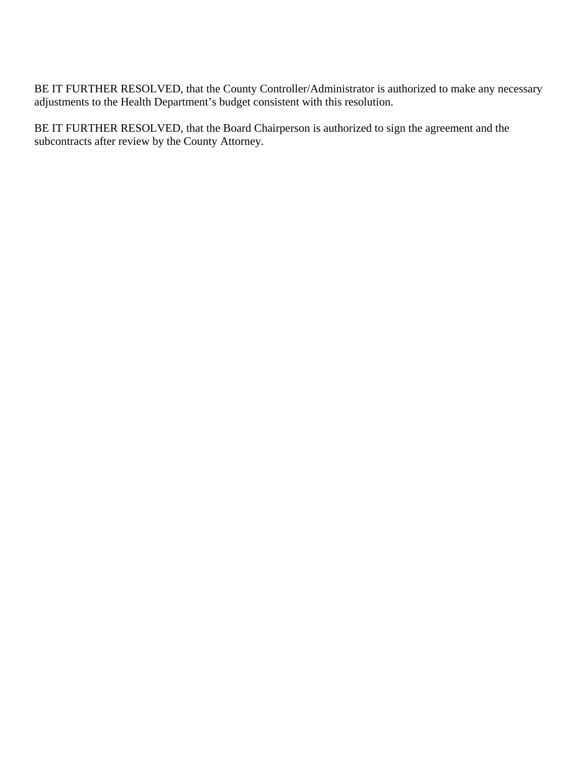BE IT FURTHER RESOLVED, that the County Controller/Administrator is authorized to make any necessary adjustments to the Health Department's budget consistent with this resolution.

BE IT FURTHER RESOLVED, that the Board Chairperson is authorized to sign the agreement and the subcontracts after review by the County Attorney.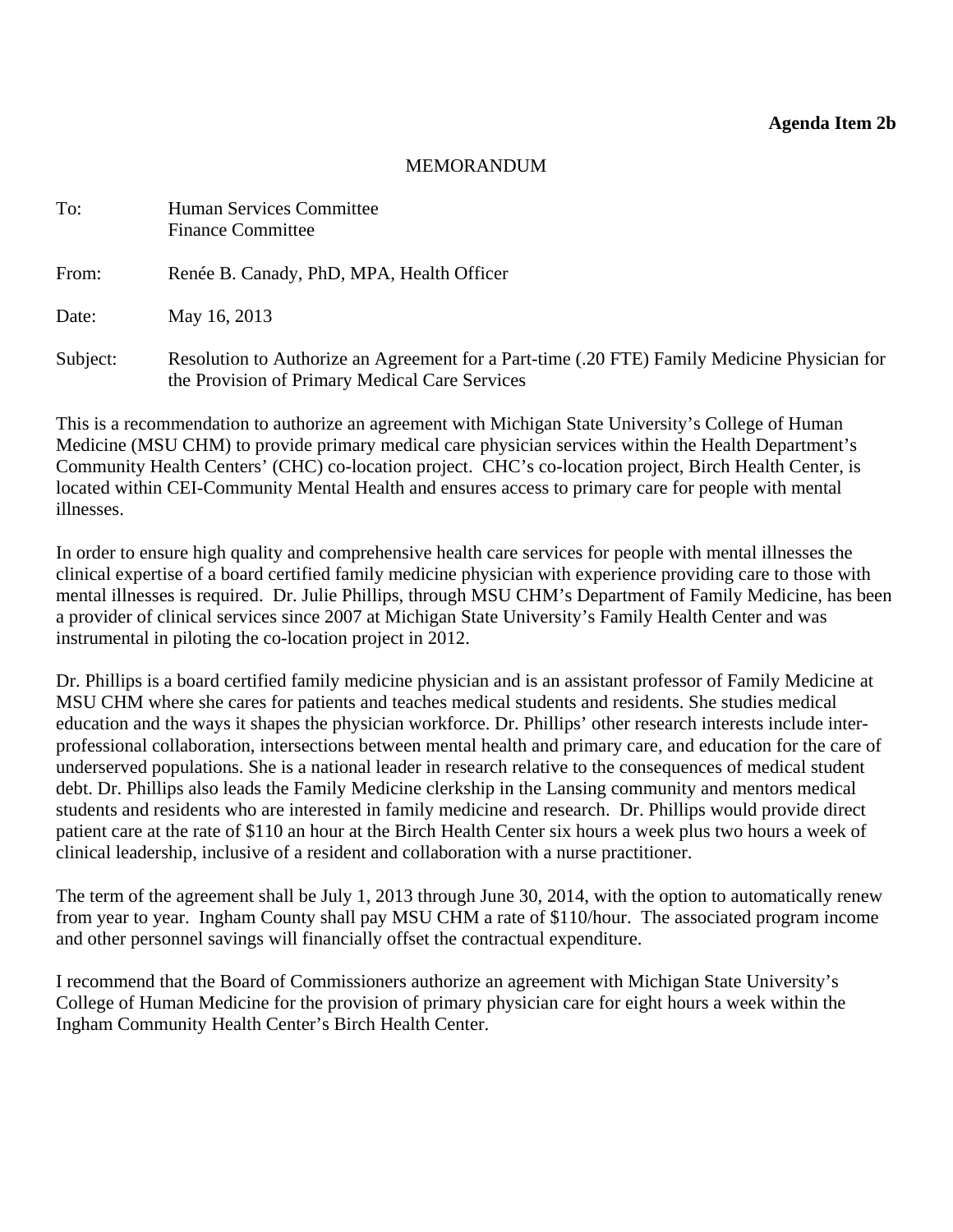**Agenda Item 2b**

MEMORANDUM

To: Human Services Committee
Finance Committee

From: Renée B. Canady, PhD, MPA, Health Officer

Date: May 16, 2013

Subject: Resolution to Authorize an Agreement for a Part-time (.20 FTE) Family Medicine Physician for the Provision of Primary Medical Care Services

This is a recommendation to authorize an agreement with Michigan State University's College of Human Medicine (MSU CHM) to provide primary medical care physician services within the Health Department's Community Health Centers' (CHC) co-location project. CHC's co-location project, Birch Health Center, is located within CEI-Community Mental Health and ensures access to primary care for people with mental illnesses.

In order to ensure high quality and comprehensive health care services for people with mental illnesses the clinical expertise of a board certified family medicine physician with experience providing care to those with mental illnesses is required. Dr. Julie Phillips, through MSU CHM's Department of Family Medicine, has been a provider of clinical services since 2007 at Michigan State University's Family Health Center and was instrumental in piloting the co-location project in 2012.

Dr. Phillips is a board certified family medicine physician and is an assistant professor of Family Medicine at MSU CHM where she cares for patients and teaches medical students and residents. She studies medical education and the ways it shapes the physician workforce. Dr. Phillips' other research interests include inter-professional collaboration, intersections between mental health and primary care, and education for the care of underserved populations. She is a national leader in research relative to the consequences of medical student debt. Dr. Phillips also leads the Family Medicine clerkship in the Lansing community and mentors medical students and residents who are interested in family medicine and research. Dr. Phillips would provide direct patient care at the rate of $110 an hour at the Birch Health Center six hours a week plus two hours a week of clinical leadership, inclusive of a resident and collaboration with a nurse practitioner.

The term of the agreement shall be July 1, 2013 through June 30, 2014, with the option to automatically renew from year to year. Ingham County shall pay MSU CHM a rate of $110/hour. The associated program income and other personnel savings will financially offset the contractual expenditure.

I recommend that the Board of Commissioners authorize an agreement with Michigan State University's College of Human Medicine for the provision of primary physician care for eight hours a week within the Ingham Community Health Center's Birch Health Center.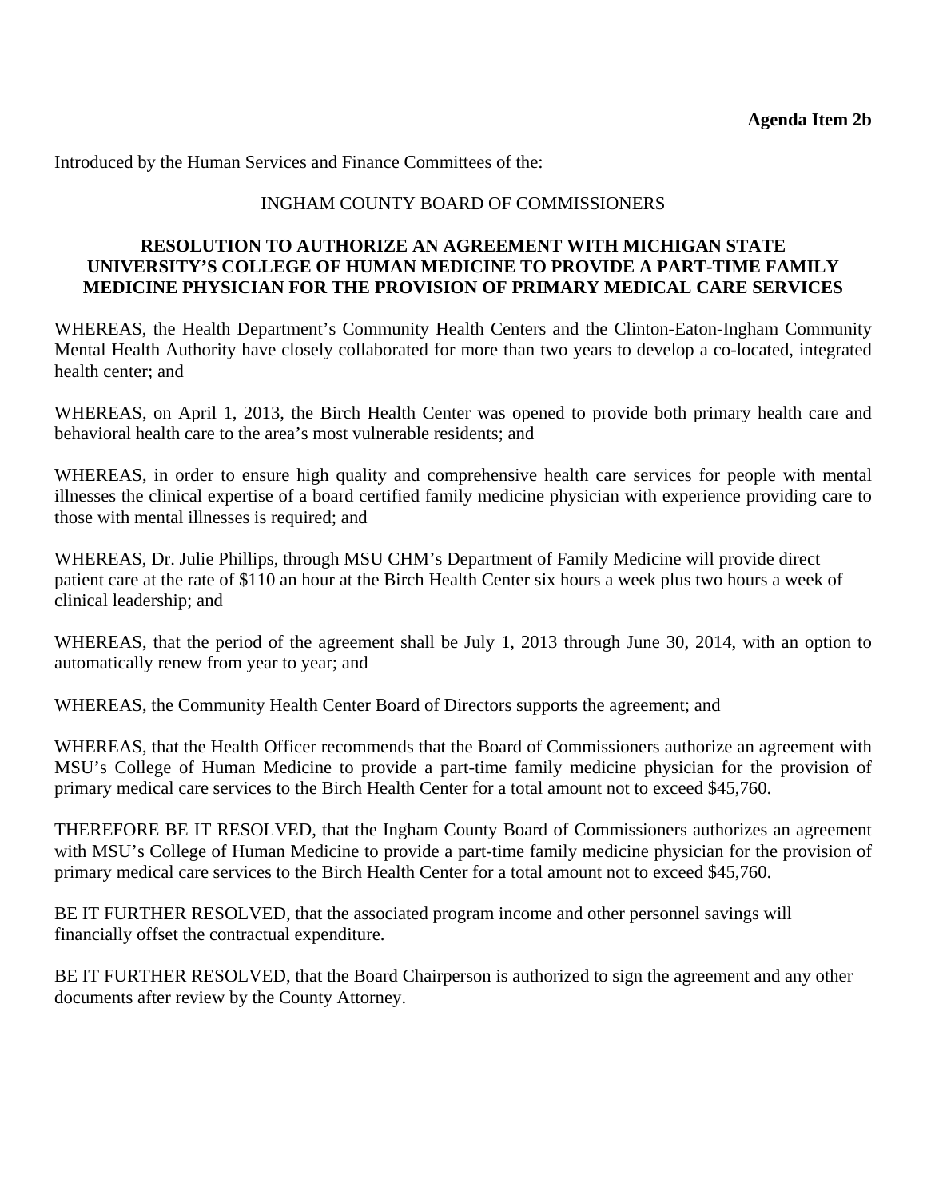**Agenda Item 2b**

Introduced by the Human Services and Finance Committees of the:

INGHAM COUNTY BOARD OF COMMISSIONERS

**RESOLUTION TO AUTHORIZE AN AGREEMENT WITH MICHIGAN STATE UNIVERSITY'S COLLEGE OF HUMAN MEDICINE TO PROVIDE A PART-TIME FAMILY MEDICINE PHYSICIAN FOR THE PROVISION OF PRIMARY MEDICAL CARE SERVICES**

WHEREAS, the Health Department's Community Health Centers and the Clinton-Eaton-Ingham Community Mental Health Authority have closely collaborated for more than two years to develop a co-located, integrated health center; and

WHEREAS, on April 1, 2013, the Birch Health Center was opened to provide both primary health care and behavioral health care to the area's most vulnerable residents; and

WHEREAS, in order to ensure high quality and comprehensive health care services for people with mental illnesses the clinical expertise of a board certified family medicine physician with experience providing care to those with mental illnesses is required; and

WHEREAS, Dr. Julie Phillips, through MSU CHM's Department of Family Medicine will provide direct patient care at the rate of $110 an hour at the Birch Health Center six hours a week plus two hours a week of clinical leadership; and

WHEREAS, that the period of the agreement shall be July 1, 2013 through June 30, 2014, with an option to automatically renew from year to year; and

WHEREAS, the Community Health Center Board of Directors supports the agreement; and

WHEREAS, that the Health Officer recommends that the Board of Commissioners authorize an agreement with MSU's College of Human Medicine to provide a part-time family medicine physician for the provision of primary medical care services to the Birch Health Center for a total amount not to exceed $45,760.

THEREFORE BE IT RESOLVED, that the Ingham County Board of Commissioners authorizes an agreement with MSU's College of Human Medicine to provide a part-time family medicine physician for the provision of primary medical care services to the Birch Health Center for a total amount not to exceed $45,760.

BE IT FURTHER RESOLVED, that the associated program income and other personnel savings will financially offset the contractual expenditure.

BE IT FURTHER RESOLVED, that the Board Chairperson is authorized to sign the agreement and any other documents after review by the County Attorney.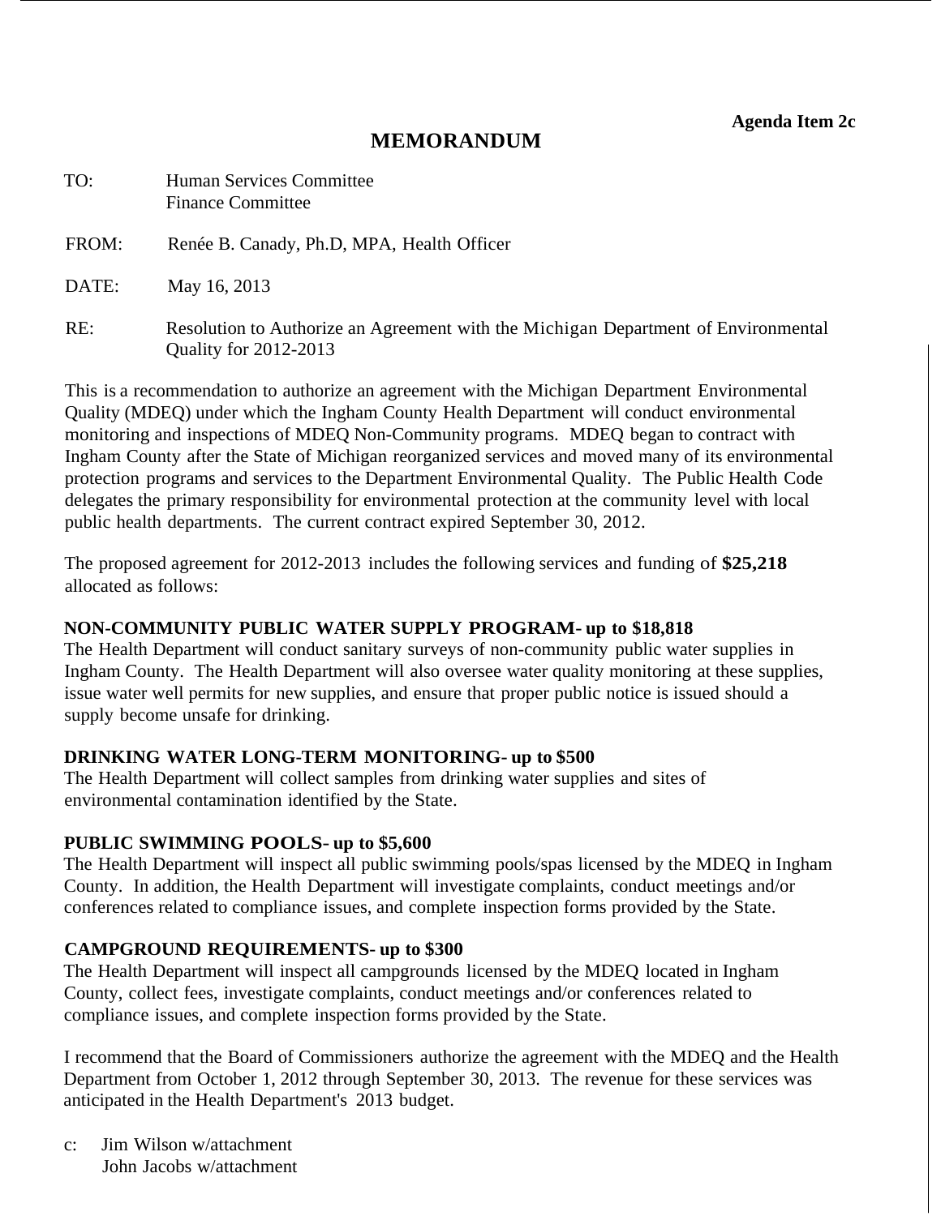**Agenda Item 2c**

# MEMORANDUM

TO: Human Services Committee
Finance Committee

FROM: Renée B. Canady, Ph.D, MPA, Health Officer

DATE: May 16, 2013

RE: Resolution to Authorize an Agreement with the Michigan Department of Environmental Quality for 2012-2013

This is a recommendation to authorize an agreement with the Michigan Department Environmental Quality (MDEQ) under which the Ingham County Health Department will conduct environmental monitoring and inspections of MDEQ Non-Community programs. MDEQ began to contract with Ingham County after the State of Michigan reorganized services and moved many of its environmental protection programs and services to the Department Environmental Quality. The Public Health Code delegates the primary responsibility for environmental protection at the community level with local public health departments. The current contract expired September 30, 2012.

The proposed agreement for 2012-2013 includes the following services and funding of **$25,218** allocated as follows:

**NON-COMMUNITY PUBLIC WATER SUPPLY PROGRAM- up to $18,818**
The Health Department will conduct sanitary surveys of non-community public water supplies in Ingham County. The Health Department will also oversee water quality monitoring at these supplies, issue water well permits for new supplies, and ensure that proper public notice is issued should a supply become unsafe for drinking.

**DRINKING WATER LONG-TERM MONITORING- up to $500**
The Health Department will collect samples from drinking water supplies and sites of environmental contamination identified by the State.

**PUBLIC SWIMMING POOLS- up to $5,600**
The Health Department will inspect all public swimming pools/spas licensed by the MDEQ in Ingham County. In addition, the Health Department will investigate complaints, conduct meetings and/or conferences related to compliance issues, and complete inspection forms provided by the State.

**CAMPGROUND REQUIREMENTS- up to $300**
The Health Department will inspect all campgrounds licensed by the MDEQ located in Ingham County, collect fees, investigate complaints, conduct meetings and/or conferences related to compliance issues, and complete inspection forms provided by the State.

I recommend that the Board of Commissioners authorize the agreement with the MDEQ and the Health Department from October 1, 2012 through September 30, 2013. The revenue for these services was anticipated in the Health Department's 2013 budget.

c: Jim Wilson w/attachment
John Jacobs w/attachment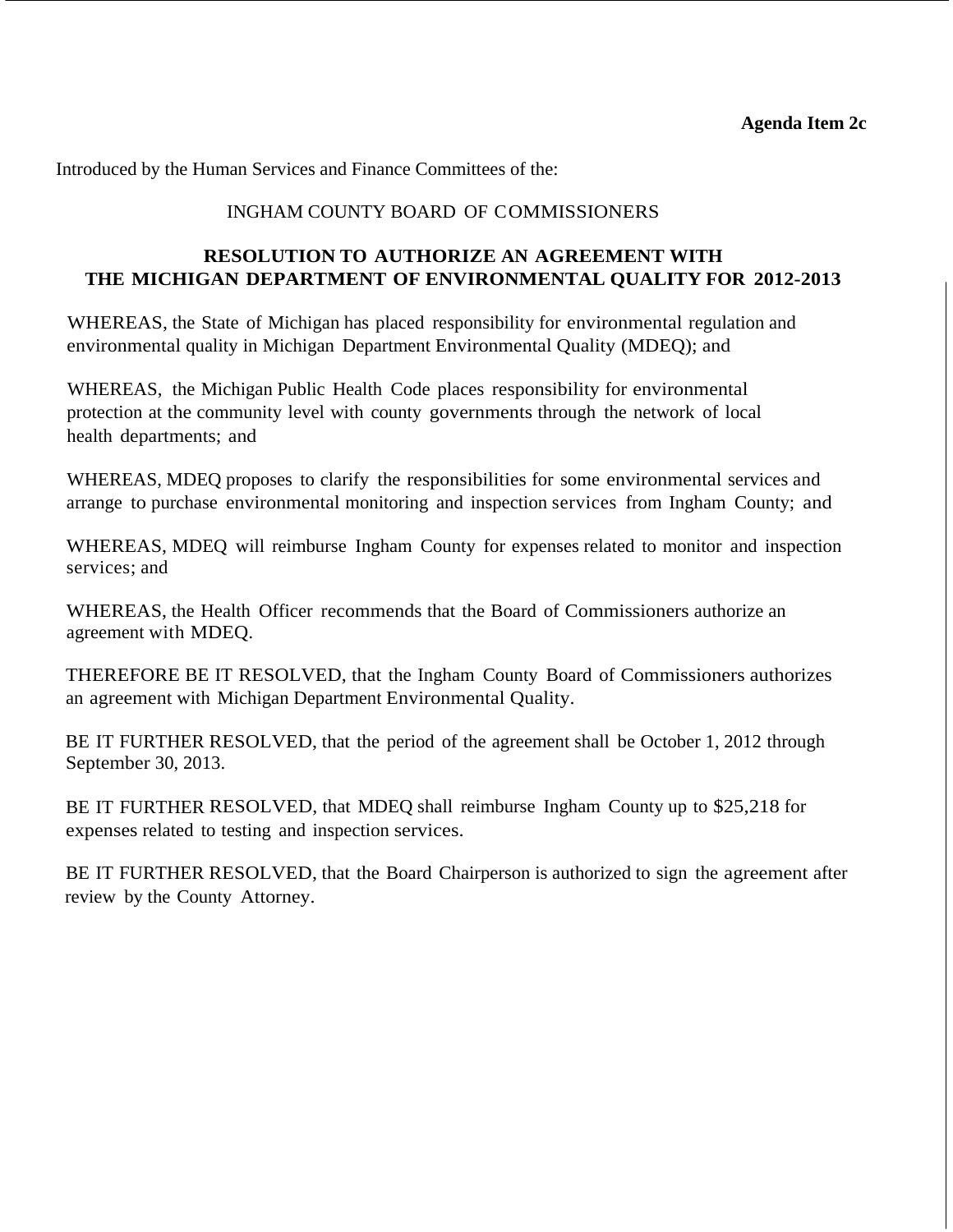**Agenda Item 2c**

Introduced by the Human Services and Finance Committees of the:

INGHAM COUNTY BOARD OF COMMISSIONERS

## RESOLUTION TO AUTHORIZE AN AGREEMENT WITH THE MICHIGAN DEPARTMENT OF ENVIRONMENTAL QUALITY FOR 2012-2013

WHEREAS, the State of Michigan has placed responsibility for environmental regulation and environmental quality in Michigan Department Environmental Quality (MDEQ); and

WHEREAS, the Michigan Public Health Code places responsibility for environmental protection at the community level with county governments through the network of local health departments; and

WHEREAS, MDEQ proposes to clarify the responsibilities for some environmental services and arrange to purchase environmental monitoring and inspection services from Ingham County; and

WHEREAS, MDEQ will reimburse Ingham County for expenses related to monitor and inspection services; and

WHEREAS, the Health Officer recommends that the Board of Commissioners authorize an agreement with MDEQ.

THEREFORE BE IT RESOLVED, that the Ingham County Board of Commissioners authorizes an agreement with Michigan Department Environmental Quality.

BE IT FURTHER RESOLVED, that the period of the agreement shall be October 1, 2012 through September 30, 2013.

BE IT FURTHER RESOLVED, that MDEQ shall reimburse Ingham County up to $25,218 for expenses related to testing and inspection services.

BE IT FURTHER RESOLVED, that the Board Chairperson is authorized to sign the agreement after review by the County Attorney.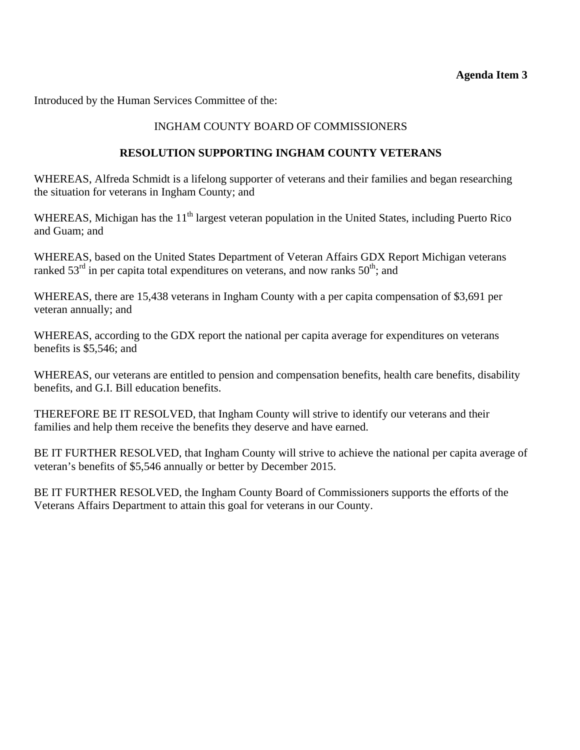**Agenda Item 3**

Introduced by the Human Services Committee of the:

INGHAM COUNTY BOARD OF COMMISSIONERS

**RESOLUTION SUPPORTING INGHAM COUNTY VETERANS**

WHEREAS, Alfreda Schmidt is a lifelong supporter of veterans and their families and began researching the situation for veterans in Ingham County; and

WHEREAS, Michigan has the 11th largest veteran population in the United States, including Puerto Rico and Guam; and

WHEREAS, based on the United States Department of Veteran Affairs GDX Report Michigan veterans ranked 53rd in per capita total expenditures on veterans, and now ranks 50th; and

WHEREAS, there are 15,438 veterans in Ingham County with a per capita compensation of $3,691 per veteran annually; and

WHEREAS, according to the GDX report the national per capita average for expenditures on veterans benefits is $5,546; and

WHEREAS, our veterans are entitled to pension and compensation benefits, health care benefits, disability benefits, and G.I. Bill education benefits.

THEREFORE BE IT RESOLVED, that Ingham County will strive to identify our veterans and their families and help them receive the benefits they deserve and have earned.

BE IT FURTHER RESOLVED, that Ingham County will strive to achieve the national per capita average of veteran's benefits of $5,546 annually or better by December 2015.

BE IT FURTHER RESOLVED, the Ingham County Board of Commissioners supports the efforts of the Veterans Affairs Department to attain this goal for veterans in our County.